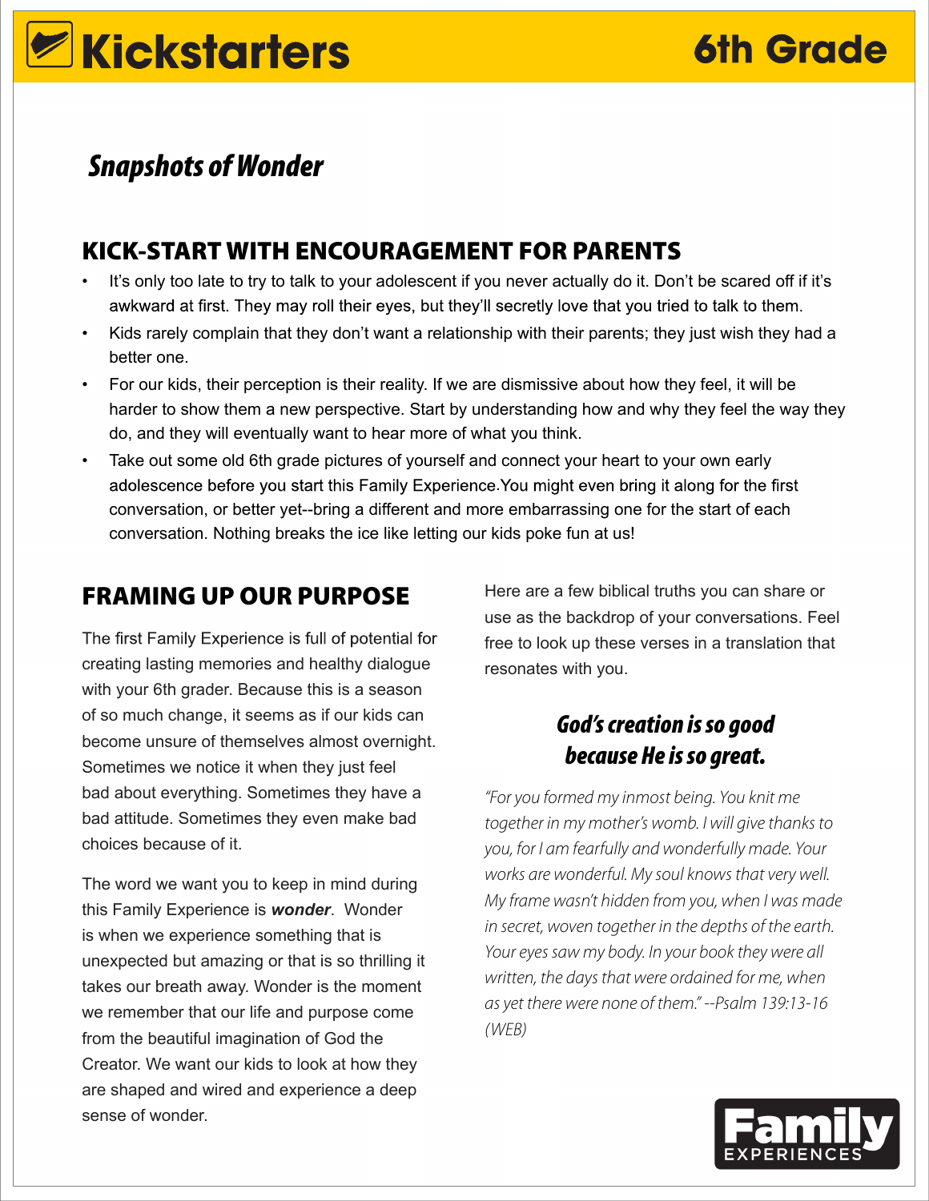# Kickstarters 6th Grade

## *Snapshots of Wonder*

## KICK-START WITH ENCOURAGEMENT FOR PARENTS

- It's only too late to try to talk to your adolescent if you never actually do it. Don't be scared off if it's awkward at first. They may roll their eyes, but they'll secretly love that you tried to talk to them.
- Kids rarely complain that they don't want a relationship with their parents; they just wish they had a better one.
- For our kids, their perception is their reality. If we are dismissive about how they feel, it will be harder to show them a new perspective. Start by understanding how and why they feel the way they do, and they will eventually want to hear more of what you think.
- Take out some old 6th grade pictures of yourself and connect your heart to your own early adolescence before you start this Family Experience.You might even bring it along for the first conversation, or better yet--bring a different and more embarrassing one for the start of each conversation. Nothing breaks the ice like letting our kids poke fun at us!

## FRAMING UP OUR PURPOSE

The first Family Experience is full of potential for creating lasting memories and healthy dialogue with your 6th grader. Because this is a season of so much change, it seems as if our kids can become unsure of themselves almost overnight. Sometimes we notice it when they just feel bad about everything. Sometimes they have a bad attitude. Sometimes they even make bad choices because of it.

The word we want you to keep in mind during this Family Experience is ***wonder***. Wonder is when we experience something that is unexpected but amazing or that is so thrilling it takes our breath away. Wonder is the moment we remember that our life and purpose come from the beautiful imagination of God the Creator. We want our kids to look at how they are shaped and wired and experience a deep sense of wonder.

Here are a few biblical truths you can share or use as the backdrop of your conversations. Feel free to look up these verses in a translation that resonates with you.

### *God's creation is so good because He is so great.*

*"For you formed my inmost being. You knit me together in my mother's womb. I will give thanks to you, for I am fearfully and wonderfully made. Your works are wonderful. My soul knows that very well. My frame wasn't hidden from you, when I was made in secret, woven together in the depths of the earth. Your eyes saw my body. In your book they were all written, the days that were ordained for me, when as yet there were none of them." --Psalm 139:13-16 (WEB)*

Family EXPERIENCES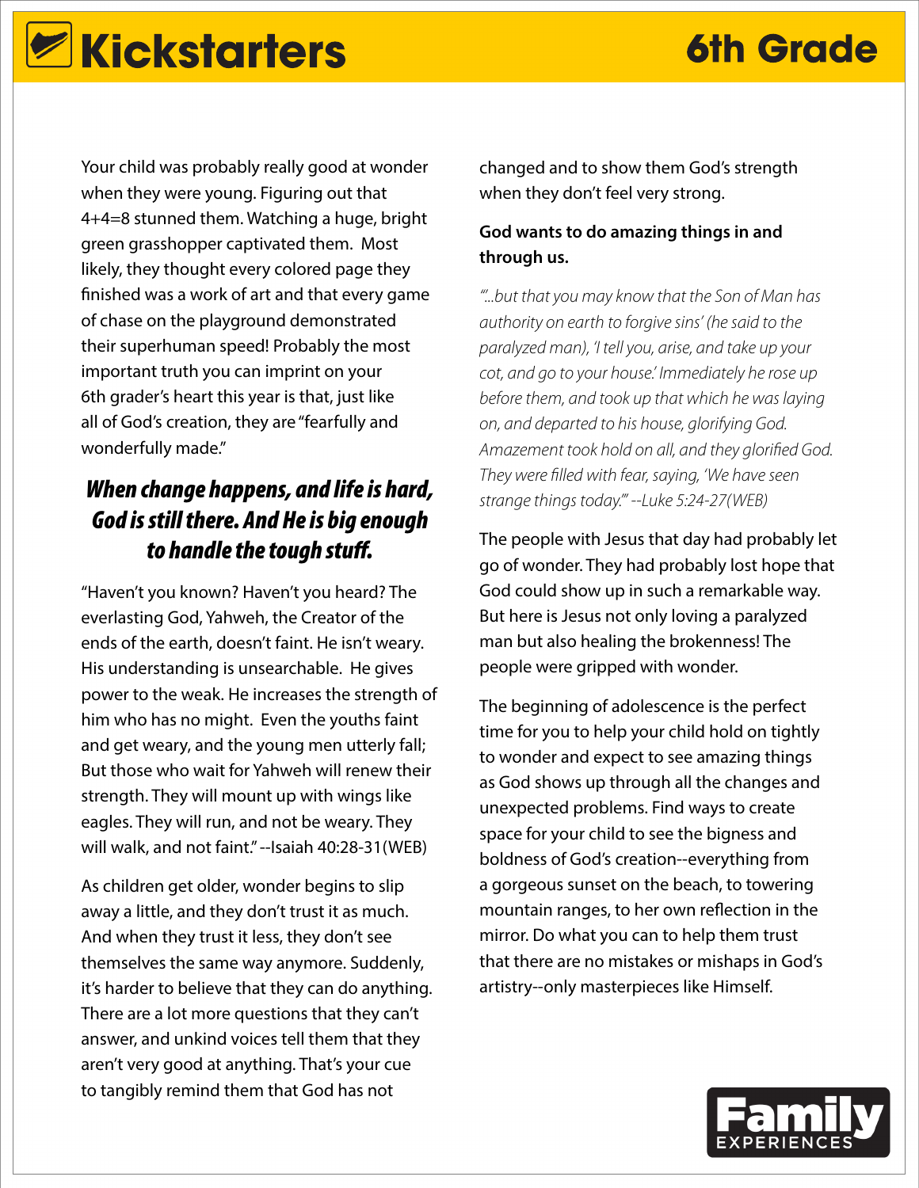Your child was probably really good at wonder when they were young. Figuring out that 4+4=8 stunned them. Watching a huge, bright green grasshopper captivated them. Most likely, they thought every colored page they finished was a work of art and that every game of chase on the playground demonstrated their superhuman speed! Probably the most important truth you can imprint on your 6th grader's heart this year is that, just like all of God's creation, they are "fearfully and wonderfully made."

***When change happens, and life is hard, God is still there. And He is big enough to handle the tough stuff.***

"Haven't you known? Haven't you heard? The everlasting God, Yahweh, the Creator of the ends of the earth, doesn't faint. He isn't weary. His understanding is unsearchable. He gives power to the weak. He increases the strength of him who has no might. Even the youths faint and get weary, and the young men utterly fall; But those who wait for Yahweh will renew their strength. They will mount up with wings like eagles. They will run, and not be weary. They will walk, and not faint." --Isaiah 40:28-31(WEB)

As children get older, wonder begins to slip away a little, and they don't trust it as much. And when they trust it less, they don't see themselves the same way anymore. Suddenly, it's harder to believe that they can do anything. There are a lot more questions that they can't answer, and unkind voices tell them that they aren't very good at anything. That's your cue to tangibly remind them that God has not changed and to show them God's strength when they don't feel very strong.

**God wants to do amazing things in and through us.**

*"'...but that you may know that the Son of Man has authority on earth to forgive sins' (he said to the paralyzed man), 'I tell you, arise, and take up your cot, and go to your house.' Immediately he rose up before them, and took up that which he was laying on, and departed to his house, glorifying God. Amazement took hold on all, and they glorified God. They were filled with fear, saying, 'We have seen strange things today.'" --Luke 5:24-27(WEB)*

The people with Jesus that day had probably let go of wonder. They had probably lost hope that God could show up in such a remarkable way. But here is Jesus not only loving a paralyzed man but also healing the brokenness! The people were gripped with wonder.

The beginning of adolescence is the perfect time for you to help your child hold on tightly to wonder and expect to see amazing things as God shows up through all the changes and unexpected problems. Find ways to create space for your child to see the bigness and boldness of God's creation--everything from a gorgeous sunset on the beach, to towering mountain ranges, to her own reflection in the mirror. Do what you can to help them trust that there are no mistakes or mishaps in God's artistry--only masterpieces like Himself.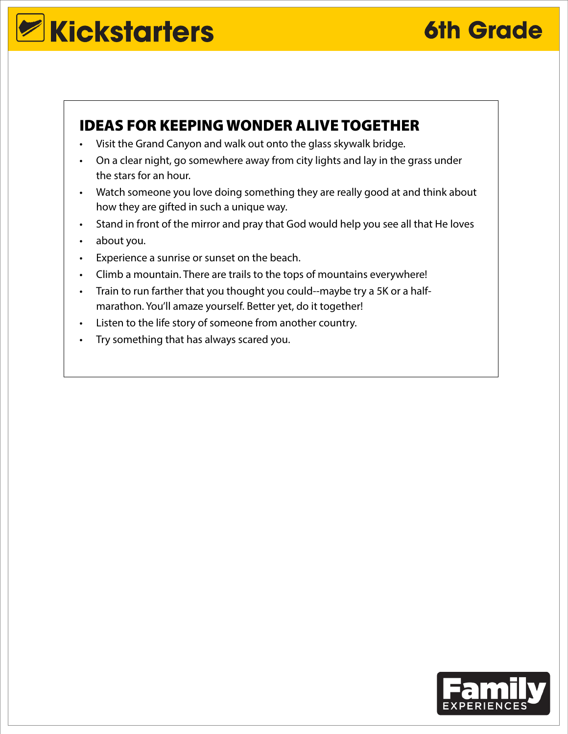## IDEAS FOR KEEPING WONDER ALIVE TOGETHER

- Visit the Grand Canyon and walk out onto the glass skywalk bridge.
- On a clear night, go somewhere away from city lights and lay in the grass under the stars for an hour.
- Watch someone you love doing something they are really good at and think about how they are gifted in such a unique way.
- Stand in front of the mirror and pray that God would help you see all that He loves
- about you.
- Experience a sunrise or sunset on the beach.
- Climb a mountain. There are trails to the tops of mountains everywhere!
- Train to run farther that you thought you could--maybe try a 5K or a half-marathon. You'll amaze yourself. Better yet, do it together!
- Listen to the life story of someone from another country.
- Try something that has always scared you.